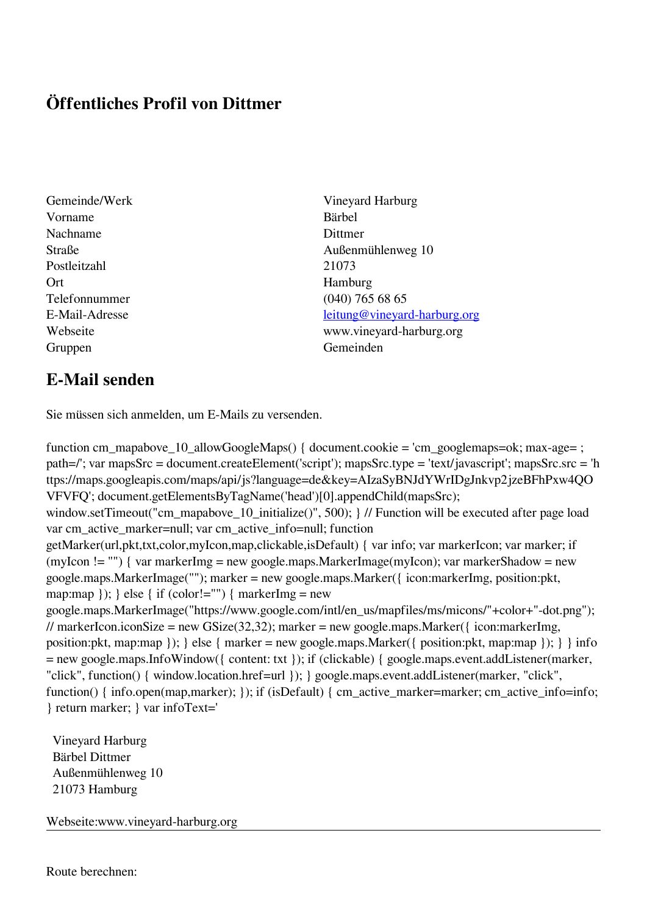# Öffentliches Profil von Dittmer

| | |
|---|---|
| Gemeinde/Werk | Vineyard Harburg |
| Vorname | Bärbel |
| Nachname | Dittmer |
| Straße | Außenmühlenweg 10 |
| Postleitzahl | 21073 |
| Ort | Hamburg |
| Telefonnummer | (040) 765 68 65 |
| E-Mail-Adresse | leitung@vineyard-harburg.org |
| Webseite | www.vineyard-harburg.org |
| Gruppen | Gemeinden |

## E-Mail senden

Sie müssen sich anmelden, um E-Mails zu versenden.

```
function cm_mapabove_10_allowGoogleMaps() { document.cookie = 'cm_googlemaps=ok; max-age= ; path=/'; var mapsSrc = document.createElement('script'); mapsSrc.type = 'text/javascript'; mapsSrc.src = 'https://maps.googleapis.com/maps/api/js?language=de&key=AIzaSyBNJdYWrIDgJnkvp2jzeBFhPxw4QOVFVFQ'; document.getElementsByTagName('head')[0].appendChild(mapsSrc); window.setTimeout("cm_mapabove_10_initialize()", 500); } // Function will be executed after page load var cm_active_marker=null; var cm_active_info=null; function getMarker(url,pkt,txt,color,myIcon,map,clickable,isDefault) { var info; var markerIcon; var marker; if (myIcon != "") { var markerImg = new google.maps.MarkerImage(myIcon); var markerShadow = new google.maps.MarkerImage(""); marker = new google.maps.Marker({ icon:markerImg, position:pkt, map:map }); } else { if (color!="") { markerImg = new google.maps.MarkerImage("https://www.google.com/intl/en_us/mapfiles/ms/micons/"+color+"-dot.png"); // markerIcon.iconSize = new GSize(32,32); marker = new google.maps.Marker({ icon:markerImg, position:pkt, map:map }); } else { marker = new google.maps.Marker({ position:pkt, map:map }); } } info = new google.maps.InfoWindow({ content: txt }); if (clickable) { google.maps.event.addListener(marker, "click", function() { window.location.href=url }); } google.maps.event.addListener(marker, "click", function() { info.open(map,marker); }); if (isDefault) { cm_active_marker=marker; cm_active_info=info; } return marker; } var infoText='
```

Vineyard Harburg
Bärbel Dittmer
Außenmühlenweg 10
21073 Hamburg

Webseite:www.vineyard-harburg.org

---

Route berechnen: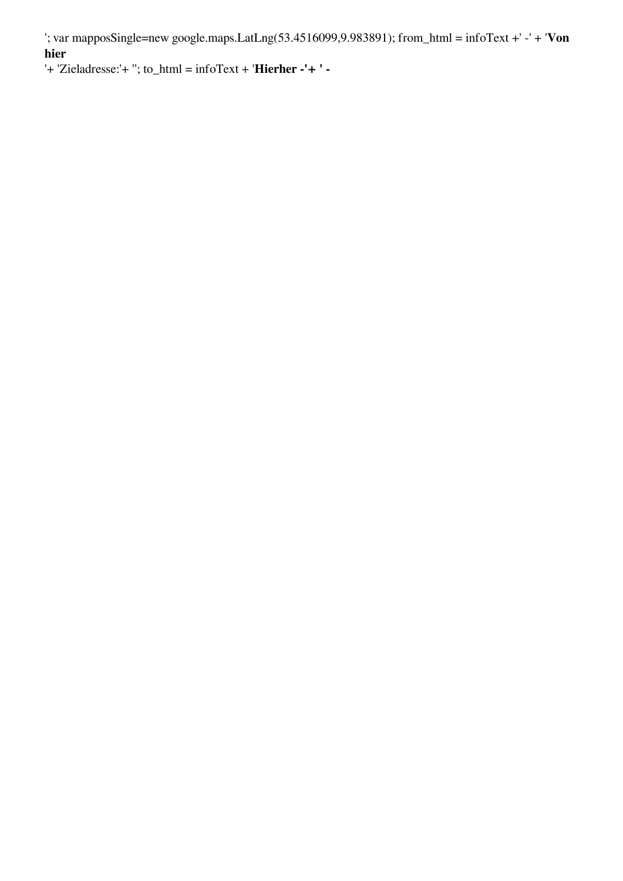'; var mapposSingle=new google.maps.LatLng(53.4516099,9.983891); from_html = infoText +' -' + '**Von hier**

'+ 'Zieladresse:'+ ''; to_html = infoText + '**Hierher -'+ ' -**